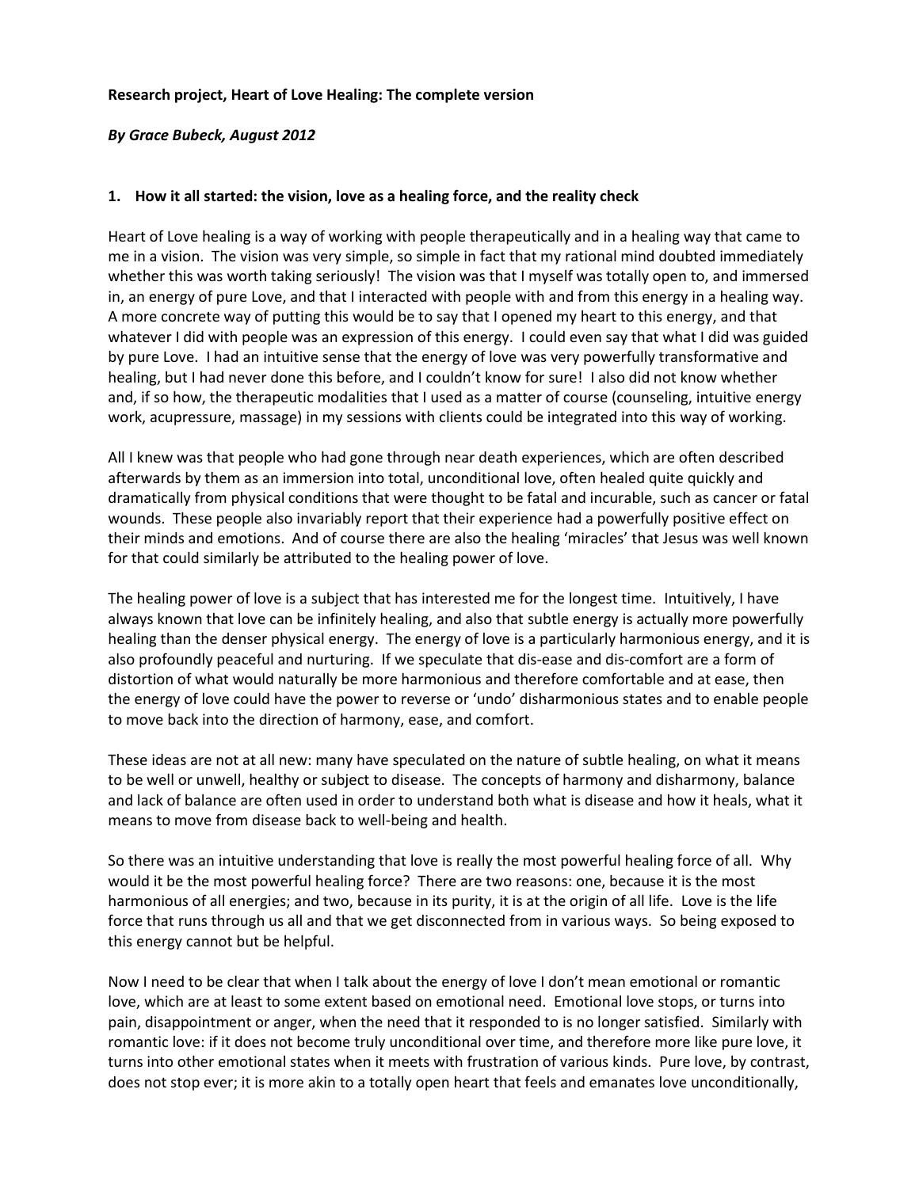**Research project, Heart of Love Healing: The complete version**

***By Grace Bubeck, August 2012***

## 1. How it all started: the vision, love as a healing force, and the reality check

Heart of Love healing is a way of working with people therapeutically and in a healing way that came to me in a vision. The vision was very simple, so simple in fact that my rational mind doubted immediately whether this was worth taking seriously! The vision was that I myself was totally open to, and immersed in, an energy of pure Love, and that I interacted with people with and from this energy in a healing way. A more concrete way of putting this would be to say that I opened my heart to this energy, and that whatever I did with people was an expression of this energy. I could even say that what I did was guided by pure Love. I had an intuitive sense that the energy of love was very powerfully transformative and healing, but I had never done this before, and I couldn't know for sure! I also did not know whether and, if so how, the therapeutic modalities that I used as a matter of course (counseling, intuitive energy work, acupressure, massage) in my sessions with clients could be integrated into this way of working.

All I knew was that people who had gone through near death experiences, which are often described afterwards by them as an immersion into total, unconditional love, often healed quite quickly and dramatically from physical conditions that were thought to be fatal and incurable, such as cancer or fatal wounds. These people also invariably report that their experience had a powerfully positive effect on their minds and emotions. And of course there are also the healing 'miracles' that Jesus was well known for that could similarly be attributed to the healing power of love.

The healing power of love is a subject that has interested me for the longest time. Intuitively, I have always known that love can be infinitely healing, and also that subtle energy is actually more powerfully healing than the denser physical energy. The energy of love is a particularly harmonious energy, and it is also profoundly peaceful and nurturing. If we speculate that dis-ease and dis-comfort are a form of distortion of what would naturally be more harmonious and therefore comfortable and at ease, then the energy of love could have the power to reverse or 'undo' disharmonious states and to enable people to move back into the direction of harmony, ease, and comfort.

These ideas are not at all new: many have speculated on the nature of subtle healing, on what it means to be well or unwell, healthy or subject to disease. The concepts of harmony and disharmony, balance and lack of balance are often used in order to understand both what is disease and how it heals, what it means to move from disease back to well-being and health.

So there was an intuitive understanding that love is really the most powerful healing force of all. Why would it be the most powerful healing force? There are two reasons: one, because it is the most harmonious of all energies; and two, because in its purity, it is at the origin of all life. Love is the life force that runs through us all and that we get disconnected from in various ways. So being exposed to this energy cannot but be helpful.

Now I need to be clear that when I talk about the energy of love I don't mean emotional or romantic love, which are at least to some extent based on emotional need. Emotional love stops, or turns into pain, disappointment or anger, when the need that it responded to is no longer satisfied. Similarly with romantic love: if it does not become truly unconditional over time, and therefore more like pure love, it turns into other emotional states when it meets with frustration of various kinds. Pure love, by contrast, does not stop ever; it is more akin to a totally open heart that feels and emanates love unconditionally,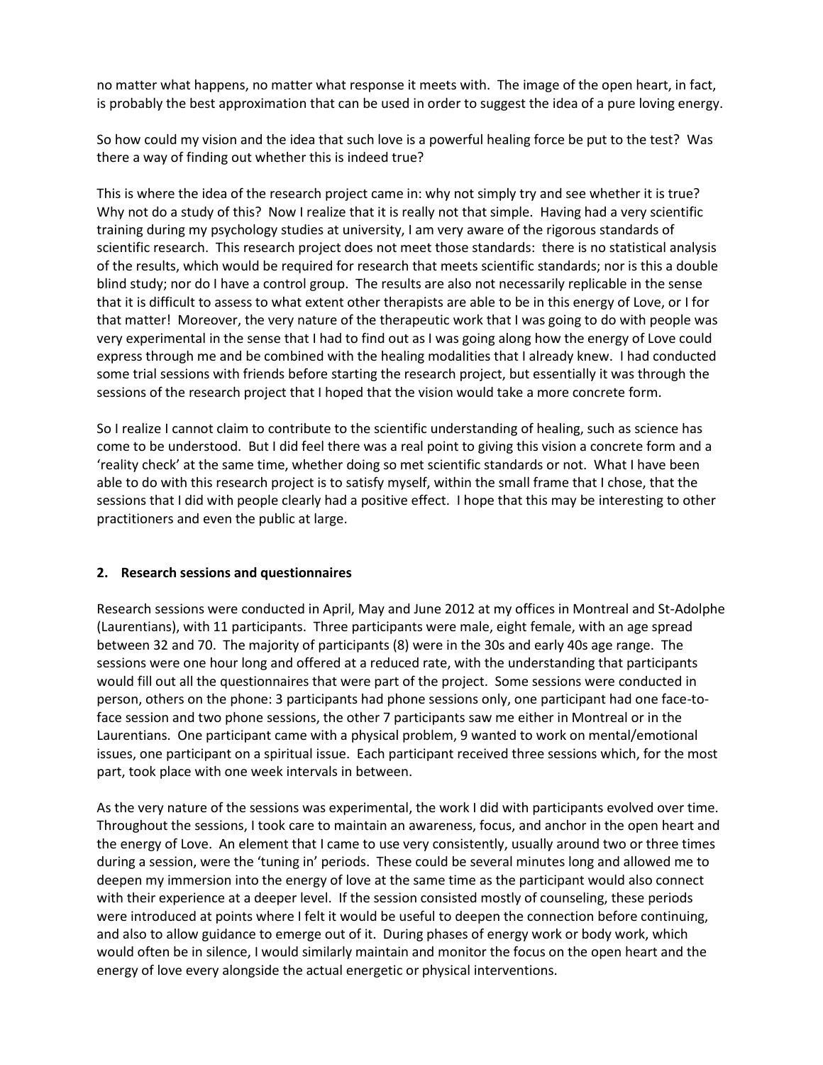no matter what happens, no matter what response it meets with. The image of the open heart, in fact, is probably the best approximation that can be used in order to suggest the idea of a pure loving energy.

So how could my vision and the idea that such love is a powerful healing force be put to the test? Was there a way of finding out whether this is indeed true?

This is where the idea of the research project came in: why not simply try and see whether it is true? Why not do a study of this? Now I realize that it is really not that simple. Having had a very scientific training during my psychology studies at university, I am very aware of the rigorous standards of scientific research. This research project does not meet those standards: there is no statistical analysis of the results, which would be required for research that meets scientific standards; nor is this a double blind study; nor do I have a control group. The results are also not necessarily replicable in the sense that it is difficult to assess to what extent other therapists are able to be in this energy of Love, or I for that matter! Moreover, the very nature of the therapeutic work that I was going to do with people was very experimental in the sense that I had to find out as I was going along how the energy of Love could express through me and be combined with the healing modalities that I already knew. I had conducted some trial sessions with friends before starting the research project, but essentially it was through the sessions of the research project that I hoped that the vision would take a more concrete form.

So I realize I cannot claim to contribute to the scientific understanding of healing, such as science has come to be understood. But I did feel there was a real point to giving this vision a concrete form and a 'reality check' at the same time, whether doing so met scientific standards or not. What I have been able to do with this research project is to satisfy myself, within the small frame that I chose, that the sessions that I did with people clearly had a positive effect. I hope that this may be interesting to other practitioners and even the public at large.

## 2. Research sessions and questionnaires

Research sessions were conducted in April, May and June 2012 at my offices in Montreal and St-Adolphe (Laurentians), with 11 participants. Three participants were male, eight female, with an age spread between 32 and 70. The majority of participants (8) were in the 30s and early 40s age range. The sessions were one hour long and offered at a reduced rate, with the understanding that participants would fill out all the questionnaires that were part of the project. Some sessions were conducted in person, others on the phone: 3 participants had phone sessions only, one participant had one face-to-face session and two phone sessions, the other 7 participants saw me either in Montreal or in the Laurentians. One participant came with a physical problem, 9 wanted to work on mental/emotional issues, one participant on a spiritual issue. Each participant received three sessions which, for the most part, took place with one week intervals in between.

As the very nature of the sessions was experimental, the work I did with participants evolved over time. Throughout the sessions, I took care to maintain an awareness, focus, and anchor in the open heart and the energy of Love. An element that I came to use very consistently, usually around two or three times during a session, were the 'tuning in' periods. These could be several minutes long and allowed me to deepen my immersion into the energy of love at the same time as the participant would also connect with their experience at a deeper level. If the session consisted mostly of counseling, these periods were introduced at points where I felt it would be useful to deepen the connection before continuing, and also to allow guidance to emerge out of it. During phases of energy work or body work, which would often be in silence, I would similarly maintain and monitor the focus on the open heart and the energy of love every alongside the actual energetic or physical interventions.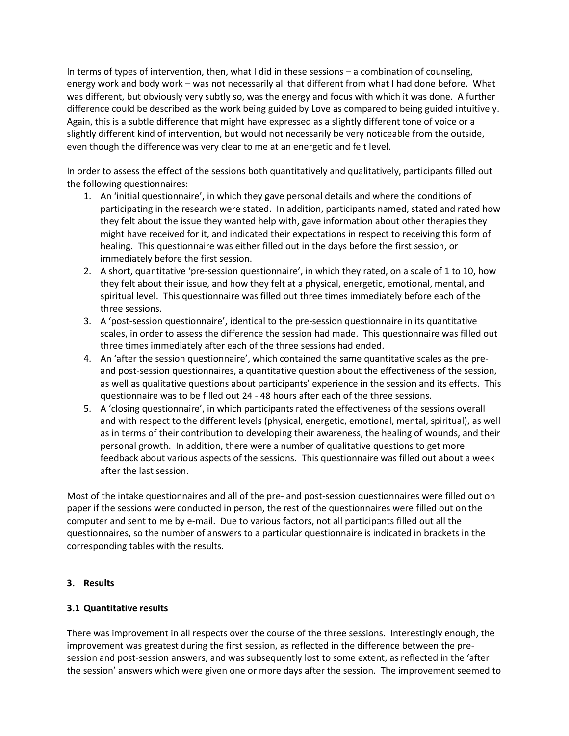In terms of types of intervention, then, what I did in these sessions – a combination of counseling, energy work and body work – was not necessarily all that different from what I had done before. What was different, but obviously very subtly so, was the energy and focus with which it was done. A further difference could be described as the work being guided by Love as compared to being guided intuitively. Again, this is a subtle difference that might have expressed as a slightly different tone of voice or a slightly different kind of intervention, but would not necessarily be very noticeable from the outside, even though the difference was very clear to me at an energetic and felt level.

In order to assess the effect of the sessions both quantitatively and qualitatively, participants filled out the following questionnaires:

1. An 'initial questionnaire', in which they gave personal details and where the conditions of participating in the research were stated. In addition, participants named, stated and rated how they felt about the issue they wanted help with, gave information about other therapies they might have received for it, and indicated their expectations in respect to receiving this form of healing. This questionnaire was either filled out in the days before the first session, or immediately before the first session.
2. A short, quantitative 'pre-session questionnaire', in which they rated, on a scale of 1 to 10, how they felt about their issue, and how they felt at a physical, energetic, emotional, mental, and spiritual level. This questionnaire was filled out three times immediately before each of the three sessions.
3. A 'post-session questionnaire', identical to the pre-session questionnaire in its quantitative scales, in order to assess the difference the session had made. This questionnaire was filled out three times immediately after each of the three sessions had ended.
4. An 'after the session questionnaire', which contained the same quantitative scales as the pre- and post-session questionnaires, a quantitative question about the effectiveness of the session, as well as qualitative questions about participants' experience in the session and its effects. This questionnaire was to be filled out 24 - 48 hours after each of the three sessions.
5. A 'closing questionnaire', in which participants rated the effectiveness of the sessions overall and with respect to the different levels (physical, energetic, emotional, mental, spiritual), as well as in terms of their contribution to developing their awareness, the healing of wounds, and their personal growth. In addition, there were a number of qualitative questions to get more feedback about various aspects of the sessions. This questionnaire was filled out about a week after the last session.

Most of the intake questionnaires and all of the pre- and post-session questionnaires were filled out on paper if the sessions were conducted in person, the rest of the questionnaires were filled out on the computer and sent to me by e-mail. Due to various factors, not all participants filled out all the questionnaires, so the number of answers to a particular questionnaire is indicated in brackets in the corresponding tables with the results.

## 3. Results

### 3.1 Quantitative results

There was improvement in all respects over the course of the three sessions. Interestingly enough, the improvement was greatest during the first session, as reflected in the difference between the pre-session and post-session answers, and was subsequently lost to some extent, as reflected in the 'after the session' answers which were given one or more days after the session. The improvement seemed to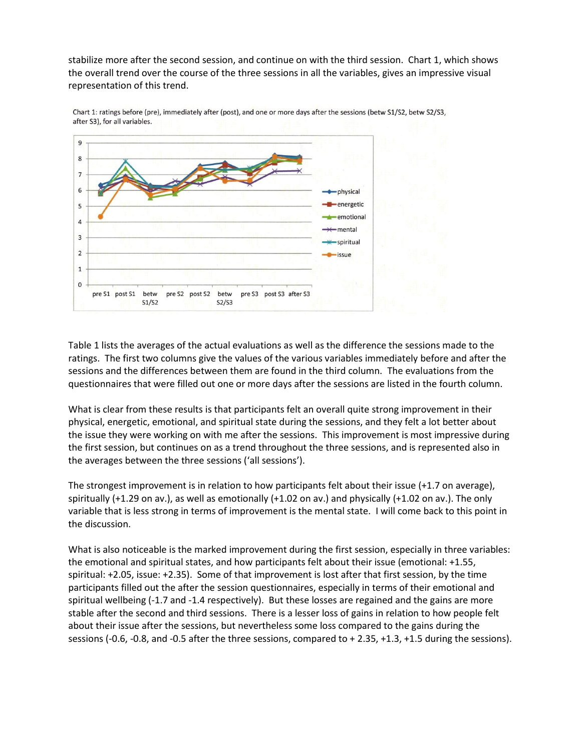stabilize more after the second session, and continue on with the third session. Chart 1, which shows the overall trend over the course of the three sessions in all the variables, gives an impressive visual representation of this trend.

Chart 1: ratings before (pre), immediately after (post), and one or more days after the sessions (betw S1/S2, betw S2/S3, after S3), for all variables.

Table 1 lists the averages of the actual evaluations as well as the difference the sessions made to the ratings. The first two columns give the values of the various variables immediately before and after the sessions and the differences between them are found in the third column. The evaluations from the questionnaires that were filled out one or more days after the sessions are listed in the fourth column.

What is clear from these results is that participants felt an overall quite strong improvement in their physical, energetic, emotional, and spiritual state during the sessions, and they felt a lot better about the issue they were working on with me after the sessions. This improvement is most impressive during the first session, but continues on as a trend throughout the three sessions, and is represented also in the averages between the three sessions ('all sessions').

The strongest improvement is in relation to how participants felt about their issue (+1.7 on average), spiritually (+1.29 on av.), as well as emotionally (+1.02 on av.) and physically (+1.02 on av.). The only variable that is less strong in terms of improvement is the mental state. I will come back to this point in the discussion.

What is also noticeable is the marked improvement during the first session, especially in three variables: the emotional and spiritual states, and how participants felt about their issue (emotional: +1.55, spiritual: +2.05, issue: +2.35). Some of that improvement is lost after that first session, by the time participants filled out the after the session questionnaires, especially in terms of their emotional and spiritual wellbeing (-1.7 and -1.4 respectively). But these losses are regained and the gains are more stable after the second and third sessions. There is a lesser loss of gains in relation to how people felt about their issue after the sessions, but nevertheless some loss compared to the gains during the sessions (-0.6, -0.8, and -0.5 after the three sessions, compared to + 2.35, +1.3, +1.5 during the sessions).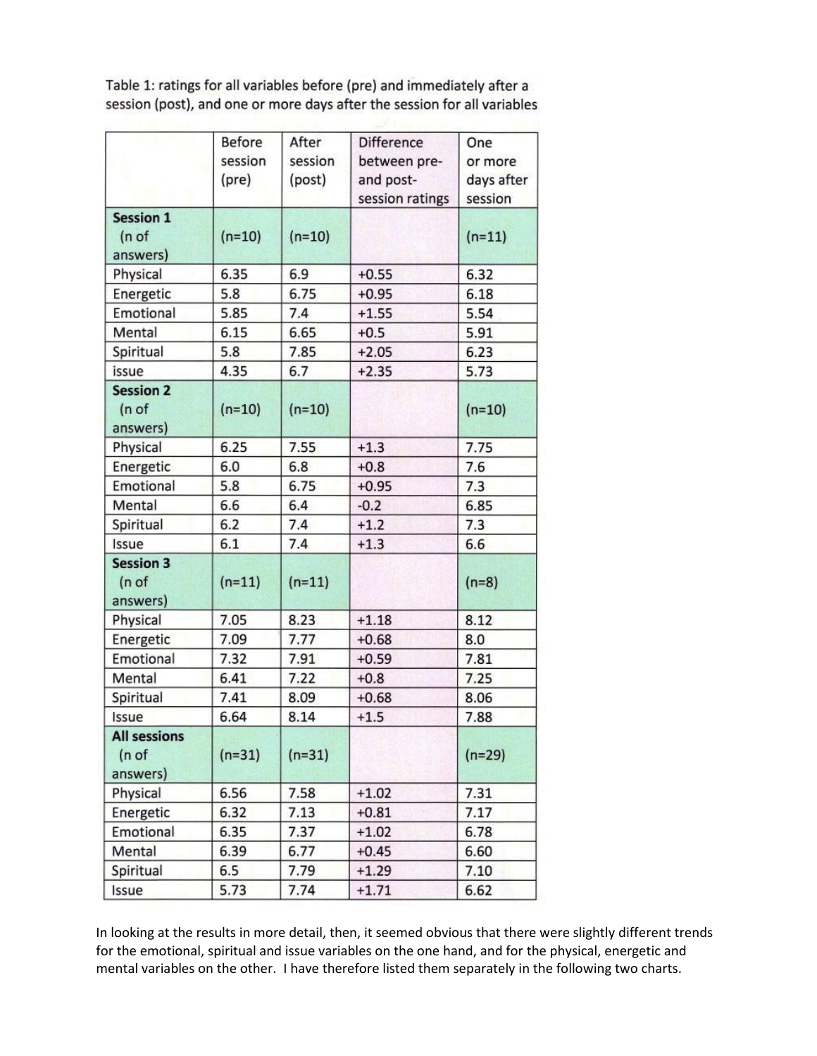Table 1: ratings for all variables before (pre) and immediately after a session (post), and one or more days after the session for all variables

| | Before session (pre) | After session (post) | Difference between pre- and post-session ratings | One or more days after session |
|---|---|---|---|---|
| **Session 1** (n of answers) | (n=10) | (n=10) | | (n=11) |
| Physical | 6.35 | 6.9 | +0.55 | 6.32 |
| Energetic | 5.8 | 6.75 | +0.95 | 6.18 |
| Emotional | 5.85 | 7.4 | +1.55 | 5.54 |
| Mental | 6.15 | 6.65 | +0.5 | 5.91 |
| Spiritual | 5.8 | 7.85 | +2.05 | 6.23 |
| issue | 4.35 | 6.7 | +2.35 | 5.73 |
| **Session 2** (n of answers) | (n=10) | (n=10) | | (n=10) |
| Physical | 6.25 | 7.55 | +1.3 | 7.75 |
| Energetic | 6.0 | 6.8 | +0.8 | 7.6 |
| Emotional | 5.8 | 6.75 | +0.95 | 7.3 |
| Mental | 6.6 | 6.4 | -0.2 | 6.85 |
| Spiritual | 6.2 | 7.4 | +1.2 | 7.3 |
| Issue | 6.1 | 7.4 | +1.3 | 6.6 |
| **Session 3** (n of answers) | (n=11) | (n=11) | | (n=8) |
| Physical | 7.05 | 8.23 | +1.18 | 8.12 |
| Energetic | 7.09 | 7.77 | +0.68 | 8.0 |
| Emotional | 7.32 | 7.91 | +0.59 | 7.81 |
| Mental | 6.41 | 7.22 | +0.8 | 7.25 |
| Spiritual | 7.41 | 8.09 | +0.68 | 8.06 |
| Issue | 6.64 | 8.14 | +1.5 | 7.88 |
| **All sessions** (n of answers) | (n=31) | (n=31) | | (n=29) |
| Physical | 6.56 | 7.58 | +1.02 | 7.31 |
| Energetic | 6.32 | 7.13 | +0.81 | 7.17 |
| Emotional | 6.35 | 7.37 | +1.02 | 6.78 |
| Mental | 6.39 | 6.77 | +0.45 | 6.60 |
| Spiritual | 6.5 | 7.79 | +1.29 | 7.10 |
| Issue | 5.73 | 7.74 | +1.71 | 6.62 |

In looking at the results in more detail, then, it seemed obvious that there were slightly different trends for the emotional, spiritual and issue variables on the one hand, and for the physical, energetic and mental variables on the other. I have therefore listed them separately in the following two charts.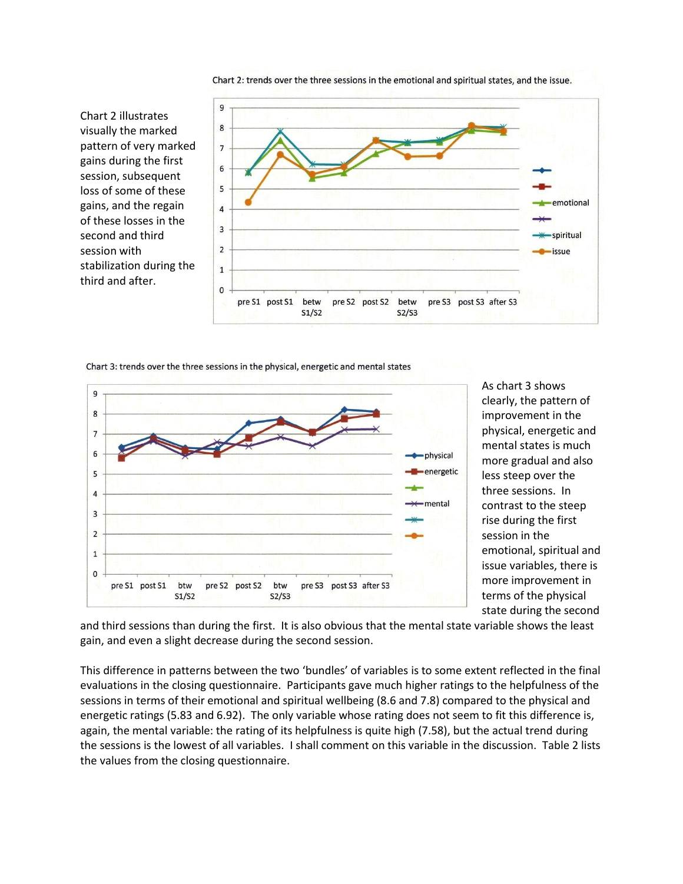Chart 2: trends over the three sessions in the emotional and spiritual states, and the issue.

Chart 2 illustrates visually the marked pattern of very marked gains during the first session, subsequent loss of some of these gains, and the regain of these losses in the second and third session with stabilization during the third and after.

Chart 3: trends over the three sessions in the physical, energetic and mental states

As chart 3 shows clearly, the pattern of improvement in the physical, energetic and mental states is much more gradual and also less steep over the three sessions. In contrast to the steep rise during the first session in the emotional, spiritual and issue variables, there is more improvement in terms of the physical state during the second and third sessions than during the first. It is also obvious that the mental state variable shows the least gain, and even a slight decrease during the second session.

This difference in patterns between the two 'bundles' of variables is to some extent reflected in the final evaluations in the closing questionnaire. Participants gave much higher ratings to the helpfulness of the sessions in terms of their emotional and spiritual wellbeing (8.6 and 7.8) compared to the physical and energetic ratings (5.83 and 6.92). The only variable whose rating does not seem to fit this difference is, again, the mental variable: the rating of its helpfulness is quite high (7.58), but the actual trend during the sessions is the lowest of all variables. I shall comment on this variable in the discussion. Table 2 lists the values from the closing questionnaire.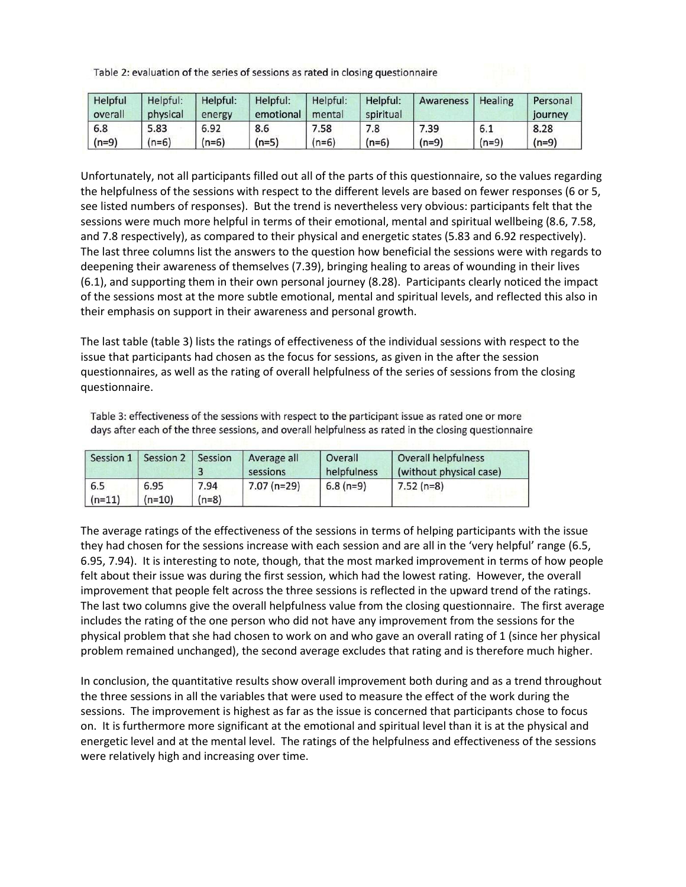Table 2: evaluation of the series of sessions as rated in closing questionnaire

| Helpful overall | Helpful: physical | Helpful: energy | Helpful: emotional | Helpful: mental | Helpful: spiritual | Awareness | Healing | Personal journey |
|---|---|---|---|---|---|---|---|---|
| 6.8 (n=9) | 5.83 (n=6) | 6.92 (n=6) | 8.6 (n=5) | 7.58 (n=6) | 7.8 (n=6) | 7.39 (n=9) | 6.1 (n=9) | 8.28 (n=9) |

Unfortunately, not all participants filled out all of the parts of this questionnaire, so the values regarding the helpfulness of the sessions with respect to the different levels are based on fewer responses (6 or 5, see listed numbers of responses). But the trend is nevertheless very obvious: participants felt that the sessions were much more helpful in terms of their emotional, mental and spiritual wellbeing (8.6, 7.58, and 7.8 respectively), as compared to their physical and energetic states (5.83 and 6.92 respectively). The last three columns list the answers to the question how beneficial the sessions were with regards to deepening their awareness of themselves (7.39), bringing healing to areas of wounding in their lives (6.1), and supporting them in their own personal journey (8.28). Participants clearly noticed the impact of the sessions most at the more subtle emotional, mental and spiritual levels, and reflected this also in their emphasis on support in their awareness and personal growth.

The last table (table 3) lists the ratings of effectiveness of the individual sessions with respect to the issue that participants had chosen as the focus for sessions, as given in the after the session questionnaires, as well as the rating of overall helpfulness of the series of sessions from the closing questionnaire.

Table 3: effectiveness of the sessions with respect to the participant issue as rated one or more days after each of the three sessions, and overall helpfulness as rated in the closing questionnaire

| Session 1 | Session 2 | Session 3 | Average all sessions | Overall helpfulness | Overall helpfulness (without physical case) |
|---|---|---|---|---|---|
| 6.5 (n=11) | 6.95 (n=10) | 7.94 (n=8) | 7.07 (n=29) | 6.8 (n=9) | 7.52 (n=8) |

The average ratings of the effectiveness of the sessions in terms of helping participants with the issue they had chosen for the sessions increase with each session and are all in the 'very helpful' range (6.5, 6.95, 7.94). It is interesting to note, though, that the most marked improvement in terms of how people felt about their issue was during the first session, which had the lowest rating. However, the overall improvement that people felt across the three sessions is reflected in the upward trend of the ratings. The last two columns give the overall helpfulness value from the closing questionnaire. The first average includes the rating of the one person who did not have any improvement from the sessions for the physical problem that she had chosen to work on and who gave an overall rating of 1 (since her physical problem remained unchanged), the second average excludes that rating and is therefore much higher.

In conclusion, the quantitative results show overall improvement both during and as a trend throughout the three sessions in all the variables that were used to measure the effect of the work during the sessions. The improvement is highest as far as the issue is concerned that participants chose to focus on. It is furthermore more significant at the emotional and spiritual level than it is at the physical and energetic level and at the mental level. The ratings of the helpfulness and effectiveness of the sessions were relatively high and increasing over time.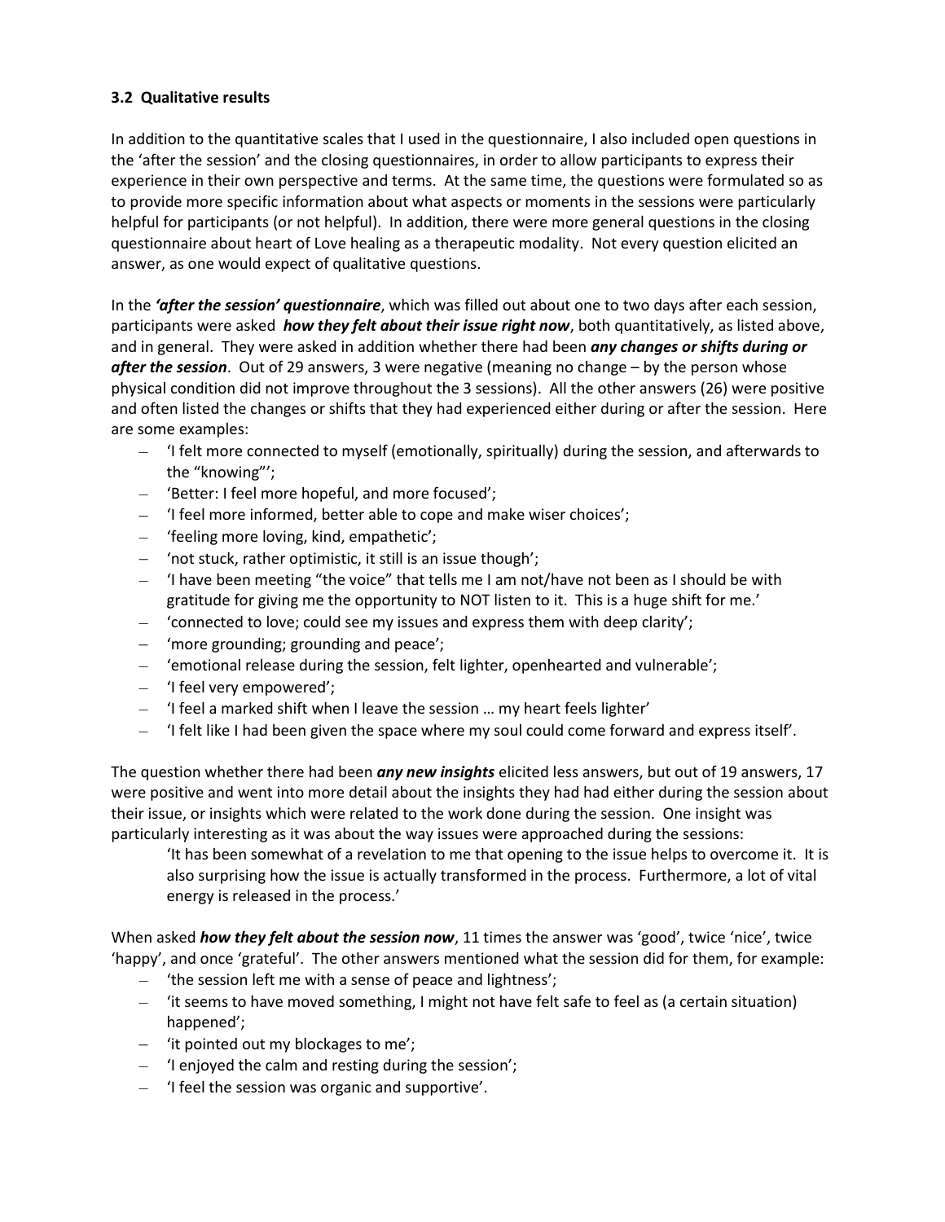### 3.2 Qualitative results

In addition to the quantitative scales that I used in the questionnaire, I also included open questions in the 'after the session' and the closing questionnaires, in order to allow participants to express their experience in their own perspective and terms. At the same time, the questions were formulated so as to provide more specific information about what aspects or moments in the sessions were particularly helpful for participants (or not helpful). In addition, there were more general questions in the closing questionnaire about heart of Love healing as a therapeutic modality. Not every question elicited an answer, as one would expect of qualitative questions.

In the ***'after the session' questionnaire***, which was filled out about one to two days after each session, participants were asked ***how they felt about their issue right now***, both quantitatively, as listed above, and in general. They were asked in addition whether there had been ***any changes or shifts during or after the session***. Out of 29 answers, 3 were negative (meaning no change – by the person whose physical condition did not improve throughout the 3 sessions). All the other answers (26) were positive and often listed the changes or shifts that they had experienced either during or after the session. Here are some examples:

- 'I felt more connected to myself (emotionally, spiritually) during the session, and afterwards to the "knowing"';
- 'Better: I feel more hopeful, and more focused';
- 'I feel more informed, better able to cope and make wiser choices';
- 'feeling more loving, kind, empathetic';
- 'not stuck, rather optimistic, it still is an issue though';
- 'I have been meeting "the voice" that tells me I am not/have not been as I should be with gratitude for giving me the opportunity to NOT listen to it. This is a huge shift for me.'
- 'connected to love; could see my issues and express them with deep clarity';
- 'more grounding; grounding and peace';
- 'emotional release during the session, felt lighter, openhearted and vulnerable';
- 'I feel very empowered';
- 'I feel a marked shift when I leave the session … my heart feels lighter'
- 'I felt like I had been given the space where my soul could come forward and express itself'.

The question whether there had been ***any new insights*** elicited less answers, but out of 19 answers, 17 were positive and went into more detail about the insights they had had either during the session about their issue, or insights which were related to the work done during the session. One insight was particularly interesting as it was about the way issues were approached during the sessions:

> 'It has been somewhat of a revelation to me that opening to the issue helps to overcome it. It is also surprising how the issue is actually transformed in the process. Furthermore, a lot of vital energy is released in the process.'

When asked ***how they felt about the session now***, 11 times the answer was 'good', twice 'nice', twice 'happy', and once 'grateful'. The other answers mentioned what the session did for them, for example:

- 'the session left me with a sense of peace and lightness';
- 'it seems to have moved something, I might not have felt safe to feel as (a certain situation) happened';
- 'it pointed out my blockages to me';
- 'I enjoyed the calm and resting during the session';
- 'I feel the session was organic and supportive'.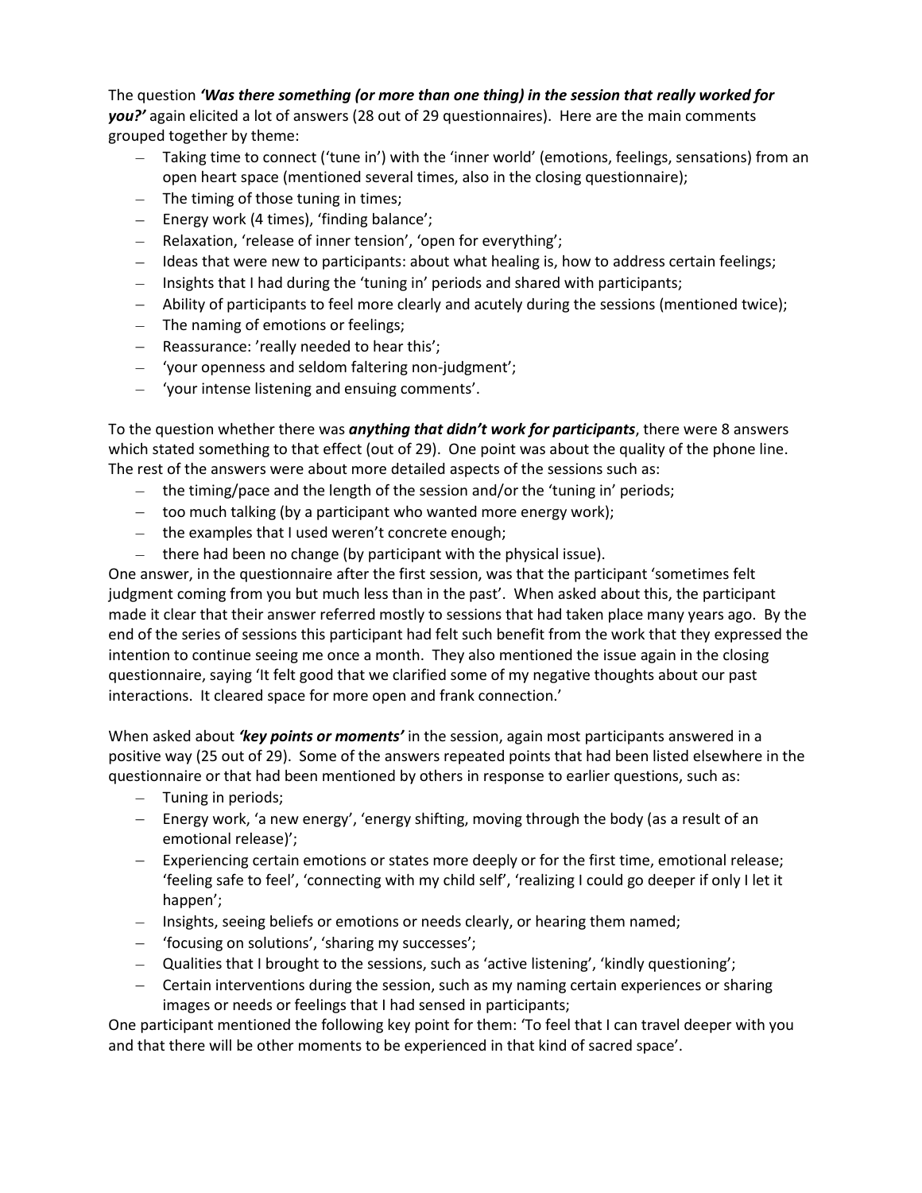The question ***'Was there something (or more than one thing) in the session that really worked for you?'*** again elicited a lot of answers (28 out of 29 questionnaires). Here are the main comments grouped together by theme:

- Taking time to connect ('tune in') with the 'inner world' (emotions, feelings, sensations) from an open heart space (mentioned several times, also in the closing questionnaire);
- The timing of those tuning in times;
- Energy work (4 times), 'finding balance';
- Relaxation, 'release of inner tension', 'open for everything';
- Ideas that were new to participants: about what healing is, how to address certain feelings;
- Insights that I had during the 'tuning in' periods and shared with participants;
- Ability of participants to feel more clearly and acutely during the sessions (mentioned twice);
- The naming of emotions or feelings;
- Reassurance: 'really needed to hear this';
- 'your openness and seldom faltering non-judgment';
- 'your intense listening and ensuing comments'.

To the question whether there was ***anything that didn't work for participants***, there were 8 answers which stated something to that effect (out of 29). One point was about the quality of the phone line. The rest of the answers were about more detailed aspects of the sessions such as:

- the timing/pace and the length of the session and/or the 'tuning in' periods;
- too much talking (by a participant who wanted more energy work);
- the examples that I used weren't concrete enough;
- there had been no change (by participant with the physical issue).

One answer, in the questionnaire after the first session, was that the participant 'sometimes felt judgment coming from you but much less than in the past'. When asked about this, the participant made it clear that their answer referred mostly to sessions that had taken place many years ago. By the end of the series of sessions this participant had felt such benefit from the work that they expressed the intention to continue seeing me once a month. They also mentioned the issue again in the closing questionnaire, saying 'It felt good that we clarified some of my negative thoughts about our past interactions. It cleared space for more open and frank connection.'

When asked about ***'key points or moments'*** in the session, again most participants answered in a positive way (25 out of 29). Some of the answers repeated points that had been listed elsewhere in the questionnaire or that had been mentioned by others in response to earlier questions, such as:

- Tuning in periods;
- Energy work, 'a new energy', 'energy shifting, moving through the body (as a result of an emotional release)';
- Experiencing certain emotions or states more deeply or for the first time, emotional release; 'feeling safe to feel', 'connecting with my child self', 'realizing I could go deeper if only I let it happen';
- Insights, seeing beliefs or emotions or needs clearly, or hearing them named;
- 'focusing on solutions', 'sharing my successes';
- Qualities that I brought to the sessions, such as 'active listening', 'kindly questioning';
- Certain interventions during the session, such as my naming certain experiences or sharing images or needs or feelings that I had sensed in participants;

One participant mentioned the following key point for them: 'To feel that I can travel deeper with you and that there will be other moments to be experienced in that kind of sacred space'.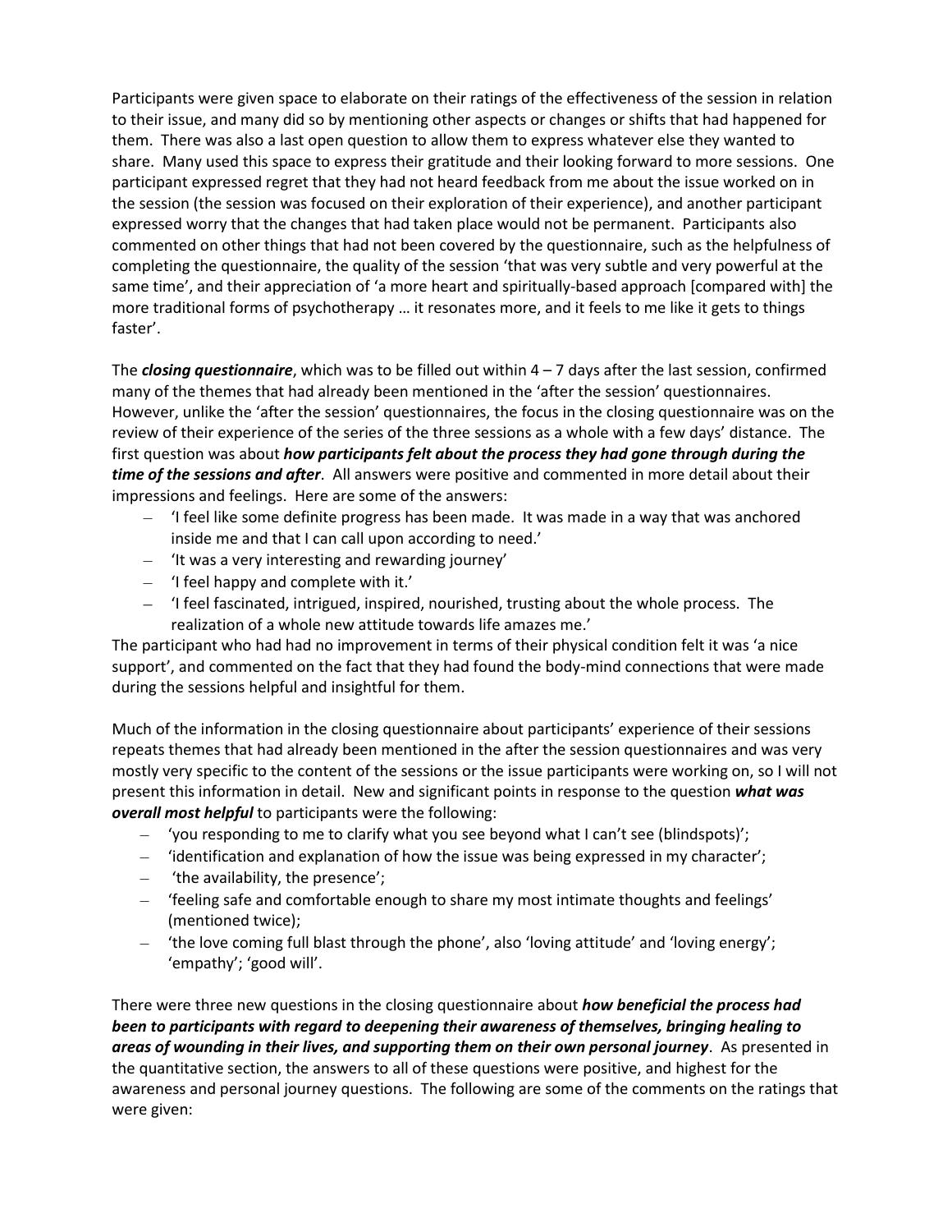Participants were given space to elaborate on their ratings of the effectiveness of the session in relation to their issue, and many did so by mentioning other aspects or changes or shifts that had happened for them. There was also a last open question to allow them to express whatever else they wanted to share. Many used this space to express their gratitude and their looking forward to more sessions. One participant expressed regret that they had not heard feedback from me about the issue worked on in the session (the session was focused on their exploration of their experience), and another participant expressed worry that the changes that had taken place would not be permanent. Participants also commented on other things that had not been covered by the questionnaire, such as the helpfulness of completing the questionnaire, the quality of the session 'that was very subtle and very powerful at the same time', and their appreciation of 'a more heart and spiritually-based approach [compared with] the more traditional forms of psychotherapy … it resonates more, and it feels to me like it gets to things faster'.

The ***closing questionnaire***, which was to be filled out within 4 – 7 days after the last session, confirmed many of the themes that had already been mentioned in the 'after the session' questionnaires. However, unlike the 'after the session' questionnaires, the focus in the closing questionnaire was on the review of their experience of the series of the three sessions as a whole with a few days' distance. The first question was about ***how participants felt about the process they had gone through during the time of the sessions and after***. All answers were positive and commented in more detail about their impressions and feelings. Here are some of the answers:

- 'I feel like some definite progress has been made. It was made in a way that was anchored inside me and that I can call upon according to need.'
- 'It was a very interesting and rewarding journey'
- 'I feel happy and complete with it.'
- 'I feel fascinated, intrigued, inspired, nourished, trusting about the whole process. The realization of a whole new attitude towards life amazes me.'

The participant who had had no improvement in terms of their physical condition felt it was 'a nice support', and commented on the fact that they had found the body-mind connections that were made during the sessions helpful and insightful for them.

Much of the information in the closing questionnaire about participants' experience of their sessions repeats themes that had already been mentioned in the after the session questionnaires and was very mostly very specific to the content of the sessions or the issue participants were working on, so I will not present this information in detail. New and significant points in response to the question ***what was overall most helpful*** to participants were the following:

- 'you responding to me to clarify what you see beyond what I can't see (blindspots)';
- 'identification and explanation of how the issue was being expressed in my character';
- 'the availability, the presence';
- 'feeling safe and comfortable enough to share my most intimate thoughts and feelings' (mentioned twice);
- 'the love coming full blast through the phone', also 'loving attitude' and 'loving energy'; 'empathy'; 'good will'.

There were three new questions in the closing questionnaire about ***how beneficial the process had been to participants with regard to deepening their awareness of themselves, bringing healing to areas of wounding in their lives, and supporting them on their own personal journey***. As presented in the quantitative section, the answers to all of these questions were positive, and highest for the awareness and personal journey questions. The following are some of the comments on the ratings that were given: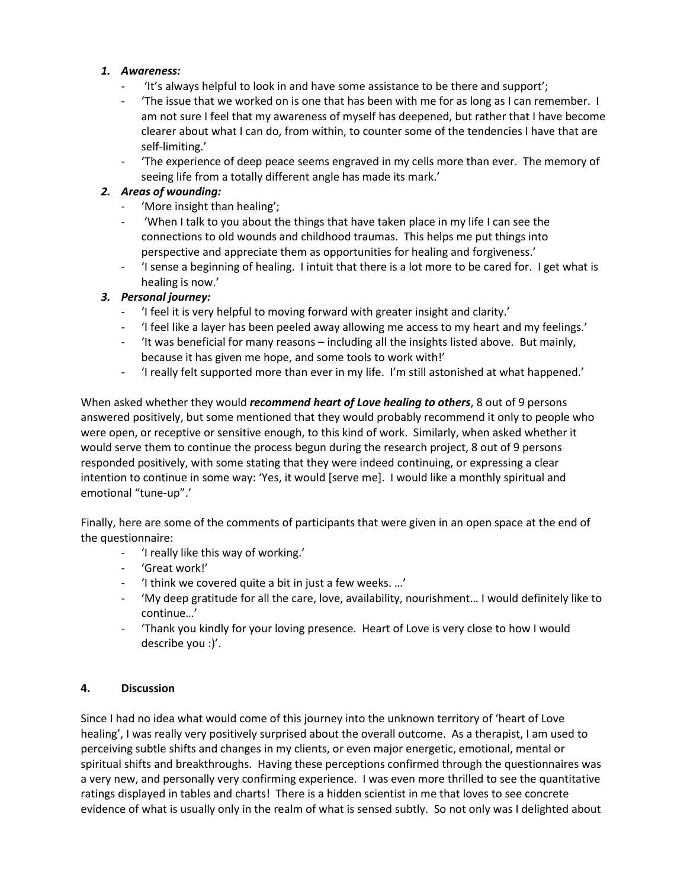1. ***Awareness:***
    - 'It's always helpful to look in and have some assistance to be there and support';
    - 'The issue that we worked on is one that has been with me for as long as I can remember. I am not sure I feel that my awareness of myself has deepened, but rather that I have become clearer about what I can do, from within, to counter some of the tendencies I have that are self-limiting.'
    - 'The experience of deep peace seems engraved in my cells more than ever. The memory of seeing life from a totally different angle has made its mark.'
2. ***Areas of wounding:***
    - 'More insight than healing';
    - 'When I talk to you about the things that have taken place in my life I can see the connections to old wounds and childhood traumas. This helps me put things into perspective and appreciate them as opportunities for healing and forgiveness.'
    - 'I sense a beginning of healing. I intuit that there is a lot more to be cared for. I get what is healing is now.'
3. ***Personal journey:***
    - 'I feel it is very helpful to moving forward with greater insight and clarity.'
    - 'I feel like a layer has been peeled away allowing me access to my heart and my feelings.'
    - 'It was beneficial for many reasons – including all the insights listed above. But mainly, because it has given me hope, and some tools to work with!'
    - 'I really felt supported more than ever in my life. I'm still astonished at what happened.'

When asked whether they would ***recommend heart of Love healing to others***, 8 out of 9 persons answered positively, but some mentioned that they would probably recommend it only to people who were open, or receptive or sensitive enough, to this kind of work. Similarly, when asked whether it would serve them to continue the process begun during the research project, 8 out of 9 persons responded positively, with some stating that they were indeed continuing, or expressing a clear intention to continue in some way: 'Yes, it would [serve me]. I would like a monthly spiritual and emotional "tune-up".'

Finally, here are some of the comments of participants that were given in an open space at the end of the questionnaire:

- 'I really like this way of working.'
- 'Great work!'
- 'I think we covered quite a bit in just a few weeks. …'
- 'My deep gratitude for all the care, love, availability, nourishment… I would definitely like to continue…'
- 'Thank you kindly for your loving presence. Heart of Love is very close to how I would describe you :)'.

## 4. Discussion

Since I had no idea what would come of this journey into the unknown territory of 'heart of Love healing', I was really very positively surprised about the overall outcome. As a therapist, I am used to perceiving subtle shifts and changes in my clients, or even major energetic, emotional, mental or spiritual shifts and breakthroughs. Having these perceptions confirmed through the questionnaires was a very new, and personally very confirming experience. I was even more thrilled to see the quantitative ratings displayed in tables and charts! There is a hidden scientist in me that loves to see concrete evidence of what is usually only in the realm of what is sensed subtly. So not only was I delighted about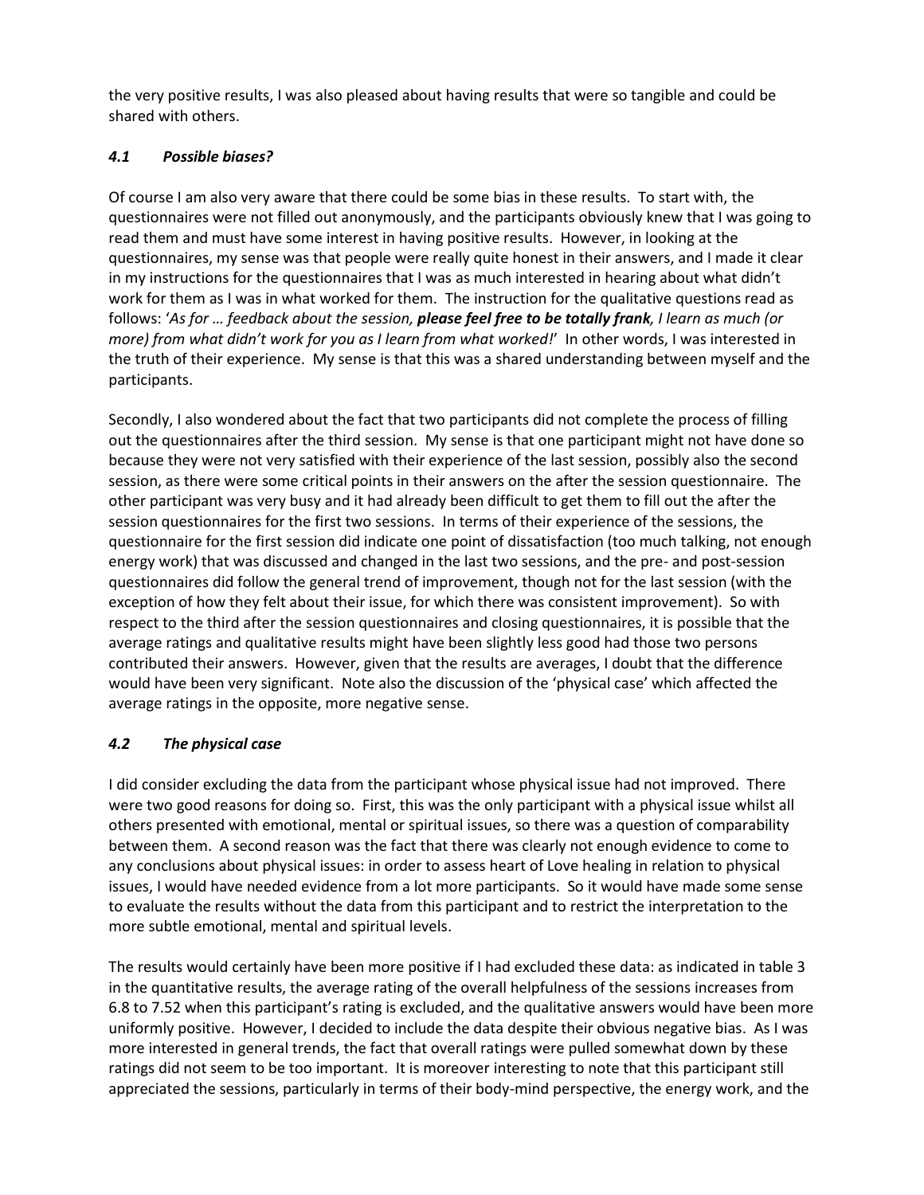the very positive results, I was also pleased about having results that were so tangible and could be shared with others.

### *4.1 Possible biases?*

Of course I am also very aware that there could be some bias in these results. To start with, the questionnaires were not filled out anonymously, and the participants obviously knew that I was going to read them and must have some interest in having positive results. However, in looking at the questionnaires, my sense was that people were really quite honest in their answers, and I made it clear in my instructions for the questionnaires that I was as much interested in hearing about what didn't work for them as I was in what worked for them. The instruction for the qualitative questions read as follows: '*As for … feedback about the session, **please feel free to be totally frank**, I learn as much (or more) from what didn't work for you as I learn from what worked!*' In other words, I was interested in the truth of their experience. My sense is that this was a shared understanding between myself and the participants.

Secondly, I also wondered about the fact that two participants did not complete the process of filling out the questionnaires after the third session. My sense is that one participant might not have done so because they were not very satisfied with their experience of the last session, possibly also the second session, as there were some critical points in their answers on the after the session questionnaire. The other participant was very busy and it had already been difficult to get them to fill out the after the session questionnaires for the first two sessions. In terms of their experience of the sessions, the questionnaire for the first session did indicate one point of dissatisfaction (too much talking, not enough energy work) that was discussed and changed in the last two sessions, and the pre- and post-session questionnaires did follow the general trend of improvement, though not for the last session (with the exception of how they felt about their issue, for which there was consistent improvement). So with respect to the third after the session questionnaires and closing questionnaires, it is possible that the average ratings and qualitative results might have been slightly less good had those two persons contributed their answers. However, given that the results are averages, I doubt that the difference would have been very significant. Note also the discussion of the 'physical case' which affected the average ratings in the opposite, more negative sense.

### *4.2 The physical case*

I did consider excluding the data from the participant whose physical issue had not improved. There were two good reasons for doing so. First, this was the only participant with a physical issue whilst all others presented with emotional, mental or spiritual issues, so there was a question of comparability between them. A second reason was the fact that there was clearly not enough evidence to come to any conclusions about physical issues: in order to assess heart of Love healing in relation to physical issues, I would have needed evidence from a lot more participants. So it would have made some sense to evaluate the results without the data from this participant and to restrict the interpretation to the more subtle emotional, mental and spiritual levels.

The results would certainly have been more positive if I had excluded these data: as indicated in table 3 in the quantitative results, the average rating of the overall helpfulness of the sessions increases from 6.8 to 7.52 when this participant's rating is excluded, and the qualitative answers would have been more uniformly positive. However, I decided to include the data despite their obvious negative bias. As I was more interested in general trends, the fact that overall ratings were pulled somewhat down by these ratings did not seem to be too important. It is moreover interesting to note that this participant still appreciated the sessions, particularly in terms of their body-mind perspective, the energy work, and the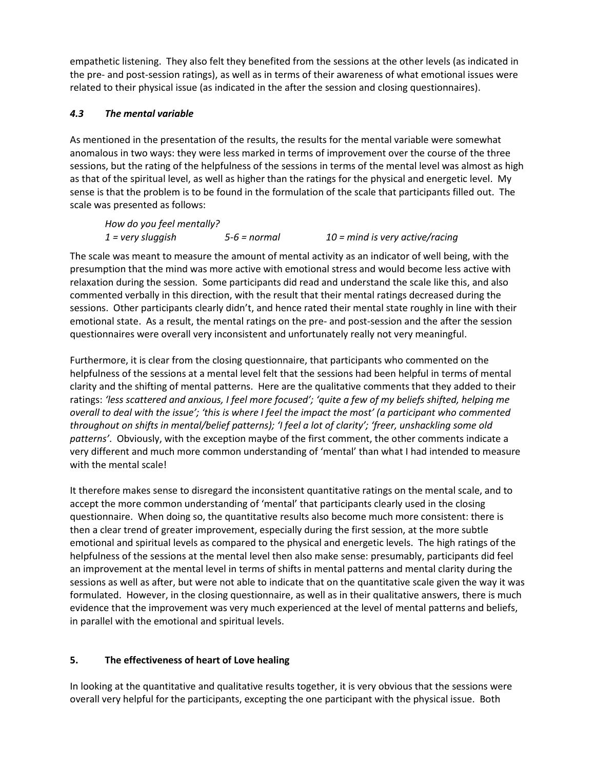empathetic listening. They also felt they benefited from the sessions at the other levels (as indicated in the pre- and post-session ratings), as well as in terms of their awareness of what emotional issues were related to their physical issue (as indicated in the after the session and closing questionnaires).

### *4.3 The mental variable*

As mentioned in the presentation of the results, the results for the mental variable were somewhat anomalous in two ways: they were less marked in terms of improvement over the course of the three sessions, but the rating of the helpfulness of the sessions in terms of the mental level was almost as high as that of the spiritual level, as well as higher than the ratings for the physical and energetic level. My sense is that the problem is to be found in the formulation of the scale that participants filled out. The scale was presented as follows:

> *How do you feel mentally?*
> *1 = very sluggish 5-6 = normal 10 = mind is very active/racing*

The scale was meant to measure the amount of mental activity as an indicator of well being, with the presumption that the mind was more active with emotional stress and would become less active with relaxation during the session. Some participants did read and understand the scale like this, and also commented verbally in this direction, with the result that their mental ratings decreased during the sessions. Other participants clearly didn't, and hence rated their mental state roughly in line with their emotional state. As a result, the mental ratings on the pre- and post-session and the after the session questionnaires were overall very inconsistent and unfortunately really not very meaningful.

Furthermore, it is clear from the closing questionnaire, that participants who commented on the helpfulness of the sessions at a mental level felt that the sessions had been helpful in terms of mental clarity and the shifting of mental patterns. Here are the qualitative comments that they added to their ratings: *'less scattered and anxious, I feel more focused'; 'quite a few of my beliefs shifted, helping me overall to deal with the issue'; 'this is where I feel the impact the most' (a participant who commented throughout on shifts in mental/belief patterns); 'I feel a lot of clarity'; 'freer, unshackling some old patterns'*. Obviously, with the exception maybe of the first comment, the other comments indicate a very different and much more common understanding of 'mental' than what I had intended to measure with the mental scale!

It therefore makes sense to disregard the inconsistent quantitative ratings on the mental scale, and to accept the more common understanding of 'mental' that participants clearly used in the closing questionnaire. When doing so, the quantitative results also become much more consistent: there is then a clear trend of greater improvement, especially during the first session, at the more subtle emotional and spiritual levels as compared to the physical and energetic levels. The high ratings of the helpfulness of the sessions at the mental level then also make sense: presumably, participants did feel an improvement at the mental level in terms of shifts in mental patterns and mental clarity during the sessions as well as after, but were not able to indicate that on the quantitative scale given the way it was formulated. However, in the closing questionnaire, as well as in their qualitative answers, there is much evidence that the improvement was very much experienced at the level of mental patterns and beliefs, in parallel with the emotional and spiritual levels.

## **5. The effectiveness of heart of Love healing**

In looking at the quantitative and qualitative results together, it is very obvious that the sessions were overall very helpful for the participants, excepting the one participant with the physical issue. Both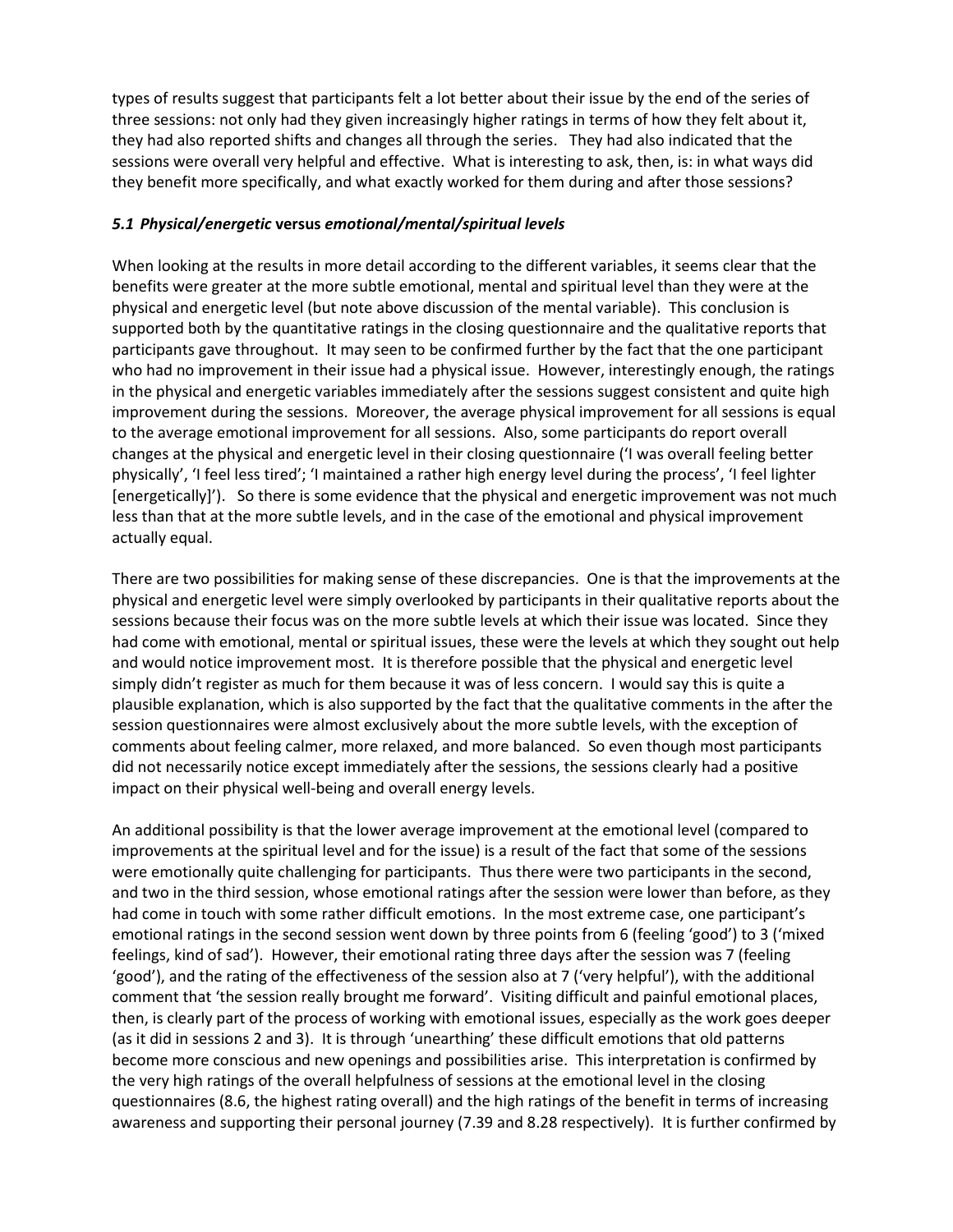types of results suggest that participants felt a lot better about their issue by the end of the series of three sessions: not only had they given increasingly higher ratings in terms of how they felt about it, they had also reported shifts and changes all through the series. They had also indicated that the sessions were overall very helpful and effective. What is interesting to ask, then, is: in what ways did they benefit more specifically, and what exactly worked for them during and after those sessions?

### *5.1 Physical/energetic* versus *emotional/mental/spiritual levels*

When looking at the results in more detail according to the different variables, it seems clear that the benefits were greater at the more subtle emotional, mental and spiritual level than they were at the physical and energetic level (but note above discussion of the mental variable). This conclusion is supported both by the quantitative ratings in the closing questionnaire and the qualitative reports that participants gave throughout. It may seen to be confirmed further by the fact that the one participant who had no improvement in their issue had a physical issue. However, interestingly enough, the ratings in the physical and energetic variables immediately after the sessions suggest consistent and quite high improvement during the sessions. Moreover, the average physical improvement for all sessions is equal to the average emotional improvement for all sessions. Also, some participants do report overall changes at the physical and energetic level in their closing questionnaire ('I was overall feeling better physically', 'I feel less tired'; 'I maintained a rather high energy level during the process', 'I feel lighter [energetically]'). So there is some evidence that the physical and energetic improvement was not much less than that at the more subtle levels, and in the case of the emotional and physical improvement actually equal.

There are two possibilities for making sense of these discrepancies. One is that the improvements at the physical and energetic level were simply overlooked by participants in their qualitative reports about the sessions because their focus was on the more subtle levels at which their issue was located. Since they had come with emotional, mental or spiritual issues, these were the levels at which they sought out help and would notice improvement most. It is therefore possible that the physical and energetic level simply didn't register as much for them because it was of less concern. I would say this is quite a plausible explanation, which is also supported by the fact that the qualitative comments in the after the session questionnaires were almost exclusively about the more subtle levels, with the exception of comments about feeling calmer, more relaxed, and more balanced. So even though most participants did not necessarily notice except immediately after the sessions, the sessions clearly had a positive impact on their physical well-being and overall energy levels.

An additional possibility is that the lower average improvement at the emotional level (compared to improvements at the spiritual level and for the issue) is a result of the fact that some of the sessions were emotionally quite challenging for participants. Thus there were two participants in the second, and two in the third session, whose emotional ratings after the session were lower than before, as they had come in touch with some rather difficult emotions. In the most extreme case, one participant's emotional ratings in the second session went down by three points from 6 (feeling 'good') to 3 ('mixed feelings, kind of sad'). However, their emotional rating three days after the session was 7 (feeling 'good'), and the rating of the effectiveness of the session also at 7 ('very helpful'), with the additional comment that 'the session really brought me forward'. Visiting difficult and painful emotional places, then, is clearly part of the process of working with emotional issues, especially as the work goes deeper (as it did in sessions 2 and 3). It is through 'unearthing' these difficult emotions that old patterns become more conscious and new openings and possibilities arise. This interpretation is confirmed by the very high ratings of the overall helpfulness of sessions at the emotional level in the closing questionnaires (8.6, the highest rating overall) and the high ratings of the benefit in terms of increasing awareness and supporting their personal journey (7.39 and 8.28 respectively). It is further confirmed by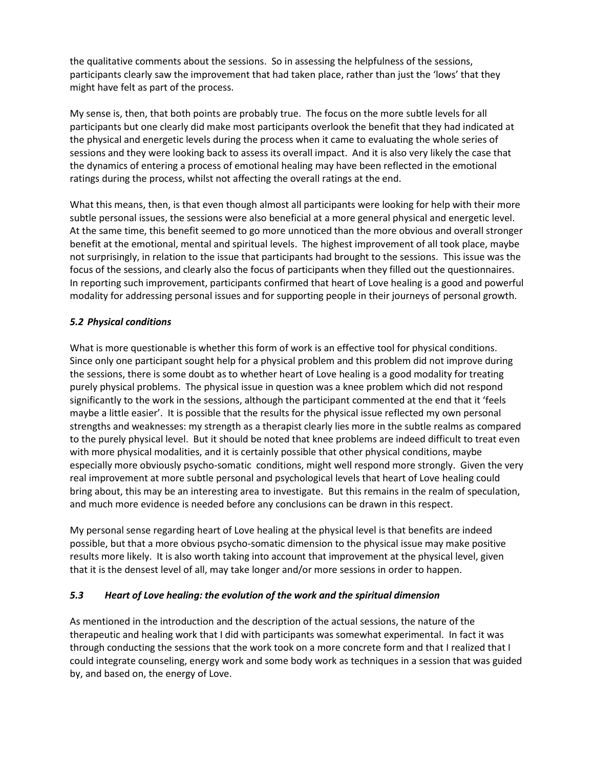the qualitative comments about the sessions. So in assessing the helpfulness of the sessions, participants clearly saw the improvement that had taken place, rather than just the 'lows' that they might have felt as part of the process.

My sense is, then, that both points are probably true. The focus on the more subtle levels for all participants but one clearly did make most participants overlook the benefit that they had indicated at the physical and energetic levels during the process when it came to evaluating the whole series of sessions and they were looking back to assess its overall impact. And it is also very likely the case that the dynamics of entering a process of emotional healing may have been reflected in the emotional ratings during the process, whilst not affecting the overall ratings at the end.

What this means, then, is that even though almost all participants were looking for help with their more subtle personal issues, the sessions were also beneficial at a more general physical and energetic level. At the same time, this benefit seemed to go more unnoticed than the more obvious and overall stronger benefit at the emotional, mental and spiritual levels. The highest improvement of all took place, maybe not surprisingly, in relation to the issue that participants had brought to the sessions. This issue was the focus of the sessions, and clearly also the focus of participants when they filled out the questionnaires. In reporting such improvement, participants confirmed that heart of Love healing is a good and powerful modality for addressing personal issues and for supporting people in their journeys of personal growth.

### *5.2 Physical conditions*

What is more questionable is whether this form of work is an effective tool for physical conditions. Since only one participant sought help for a physical problem and this problem did not improve during the sessions, there is some doubt as to whether heart of Love healing is a good modality for treating purely physical problems. The physical issue in question was a knee problem which did not respond significantly to the work in the sessions, although the participant commented at the end that it 'feels maybe a little easier'. It is possible that the results for the physical issue reflected my own personal strengths and weaknesses: my strength as a therapist clearly lies more in the subtle realms as compared to the purely physical level. But it should be noted that knee problems are indeed difficult to treat even with more physical modalities, and it is certainly possible that other physical conditions, maybe especially more obviously psycho-somatic conditions, might well respond more strongly. Given the very real improvement at more subtle personal and psychological levels that heart of Love healing could bring about, this may be an interesting area to investigate. But this remains in the realm of speculation, and much more evidence is needed before any conclusions can be drawn in this respect.

My personal sense regarding heart of Love healing at the physical level is that benefits are indeed possible, but that a more obvious psycho-somatic dimension to the physical issue may make positive results more likely. It is also worth taking into account that improvement at the physical level, given that it is the densest level of all, may take longer and/or more sessions in order to happen.

### *5.3 Heart of Love healing: the evolution of the work and the spiritual dimension*

As mentioned in the introduction and the description of the actual sessions, the nature of the therapeutic and healing work that I did with participants was somewhat experimental. In fact it was through conducting the sessions that the work took on a more concrete form and that I realized that I could integrate counseling, energy work and some body work as techniques in a session that was guided by, and based on, the energy of Love.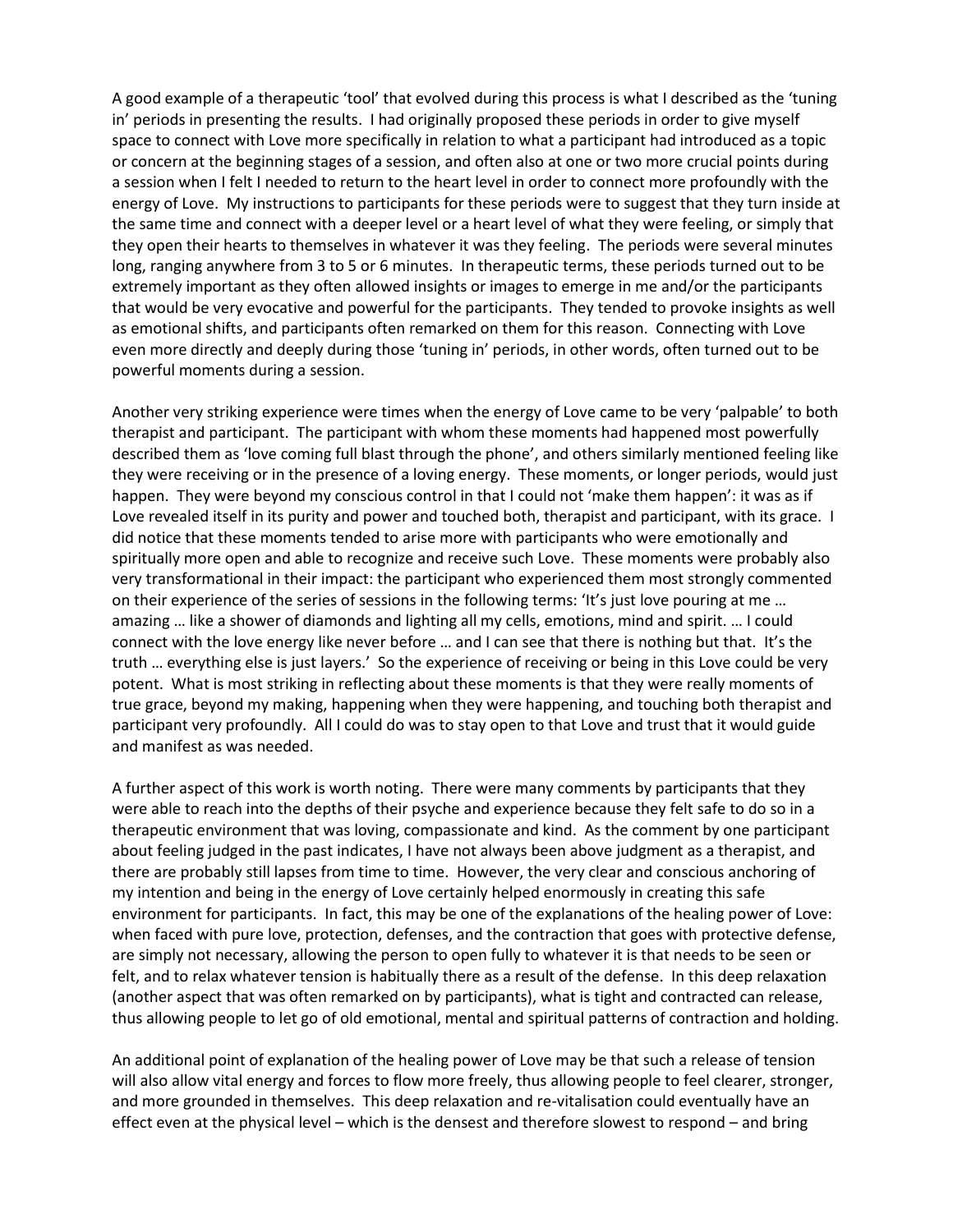A good example of a therapeutic 'tool' that evolved during this process is what I described as the 'tuning in' periods in presenting the results. I had originally proposed these periods in order to give myself space to connect with Love more specifically in relation to what a participant had introduced as a topic or concern at the beginning stages of a session, and often also at one or two more crucial points during a session when I felt I needed to return to the heart level in order to connect more profoundly with the energy of Love. My instructions to participants for these periods were to suggest that they turn inside at the same time and connect with a deeper level or a heart level of what they were feeling, or simply that they open their hearts to themselves in whatever it was they feeling. The periods were several minutes long, ranging anywhere from 3 to 5 or 6 minutes. In therapeutic terms, these periods turned out to be extremely important as they often allowed insights or images to emerge in me and/or the participants that would be very evocative and powerful for the participants. They tended to provoke insights as well as emotional shifts, and participants often remarked on them for this reason. Connecting with Love even more directly and deeply during those 'tuning in' periods, in other words, often turned out to be powerful moments during a session.

Another very striking experience were times when the energy of Love came to be very 'palpable' to both therapist and participant. The participant with whom these moments had happened most powerfully described them as 'love coming full blast through the phone', and others similarly mentioned feeling like they were receiving or in the presence of a loving energy. These moments, or longer periods, would just happen. They were beyond my conscious control in that I could not 'make them happen': it was as if Love revealed itself in its purity and power and touched both, therapist and participant, with its grace. I did notice that these moments tended to arise more with participants who were emotionally and spiritually more open and able to recognize and receive such Love. These moments were probably also very transformational in their impact: the participant who experienced them most strongly commented on their experience of the series of sessions in the following terms: 'It's just love pouring at me … amazing … like a shower of diamonds and lighting all my cells, emotions, mind and spirit. … I could connect with the love energy like never before … and I can see that there is nothing but that. It's the truth … everything else is just layers.' So the experience of receiving or being in this Love could be very potent. What is most striking in reflecting about these moments is that they were really moments of true grace, beyond my making, happening when they were happening, and touching both therapist and participant very profoundly. All I could do was to stay open to that Love and trust that it would guide and manifest as was needed.

A further aspect of this work is worth noting. There were many comments by participants that they were able to reach into the depths of their psyche and experience because they felt safe to do so in a therapeutic environment that was loving, compassionate and kind. As the comment by one participant about feeling judged in the past indicates, I have not always been above judgment as a therapist, and there are probably still lapses from time to time. However, the very clear and conscious anchoring of my intention and being in the energy of Love certainly helped enormously in creating this safe environment for participants. In fact, this may be one of the explanations of the healing power of Love: when faced with pure love, protection, defenses, and the contraction that goes with protective defense, are simply not necessary, allowing the person to open fully to whatever it is that needs to be seen or felt, and to relax whatever tension is habitually there as a result of the defense. In this deep relaxation (another aspect that was often remarked on by participants), what is tight and contracted can release, thus allowing people to let go of old emotional, mental and spiritual patterns of contraction and holding.

An additional point of explanation of the healing power of Love may be that such a release of tension will also allow vital energy and forces to flow more freely, thus allowing people to feel clearer, stronger, and more grounded in themselves. This deep relaxation and re-vitalisation could eventually have an effect even at the physical level – which is the densest and therefore slowest to respond – and bring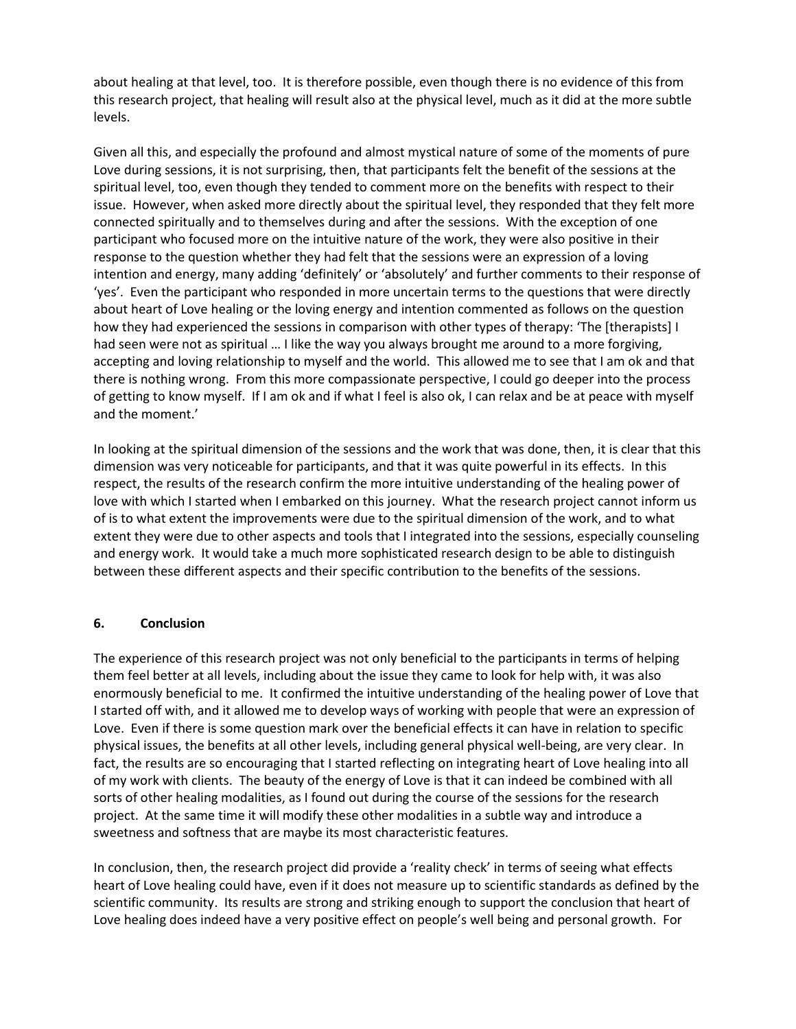about healing at that level, too. It is therefore possible, even though there is no evidence of this from this research project, that healing will result also at the physical level, much as it did at the more subtle levels.

Given all this, and especially the profound and almost mystical nature of some of the moments of pure Love during sessions, it is not surprising, then, that participants felt the benefit of the sessions at the spiritual level, too, even though they tended to comment more on the benefits with respect to their issue. However, when asked more directly about the spiritual level, they responded that they felt more connected spiritually and to themselves during and after the sessions. With the exception of one participant who focused more on the intuitive nature of the work, they were also positive in their response to the question whether they had felt that the sessions were an expression of a loving intention and energy, many adding 'definitely' or 'absolutely' and further comments to their response of 'yes'. Even the participant who responded in more uncertain terms to the questions that were directly about heart of Love healing or the loving energy and intention commented as follows on the question how they had experienced the sessions in comparison with other types of therapy: 'The [therapists] I had seen were not as spiritual … I like the way you always brought me around to a more forgiving, accepting and loving relationship to myself and the world. This allowed me to see that I am ok and that there is nothing wrong. From this more compassionate perspective, I could go deeper into the process of getting to know myself. If I am ok and if what I feel is also ok, I can relax and be at peace with myself and the moment.'

In looking at the spiritual dimension of the sessions and the work that was done, then, it is clear that this dimension was very noticeable for participants, and that it was quite powerful in its effects. In this respect, the results of the research confirm the more intuitive understanding of the healing power of love with which I started when I embarked on this journey. What the research project cannot inform us of is to what extent the improvements were due to the spiritual dimension of the work, and to what extent they were due to other aspects and tools that I integrated into the sessions, especially counseling and energy work. It would take a much more sophisticated research design to be able to distinguish between these different aspects and their specific contribution to the benefits of the sessions.

## 6. Conclusion

The experience of this research project was not only beneficial to the participants in terms of helping them feel better at all levels, including about the issue they came to look for help with, it was also enormously beneficial to me. It confirmed the intuitive understanding of the healing power of Love that I started off with, and it allowed me to develop ways of working with people that were an expression of Love. Even if there is some question mark over the beneficial effects it can have in relation to specific physical issues, the benefits at all other levels, including general physical well-being, are very clear. In fact, the results are so encouraging that I started reflecting on integrating heart of Love healing into all of my work with clients. The beauty of the energy of Love is that it can indeed be combined with all sorts of other healing modalities, as I found out during the course of the sessions for the research project. At the same time it will modify these other modalities in a subtle way and introduce a sweetness and softness that are maybe its most characteristic features.

In conclusion, then, the research project did provide a 'reality check' in terms of seeing what effects heart of Love healing could have, even if it does not measure up to scientific standards as defined by the scientific community. Its results are strong and striking enough to support the conclusion that heart of Love healing does indeed have a very positive effect on people's well being and personal growth. For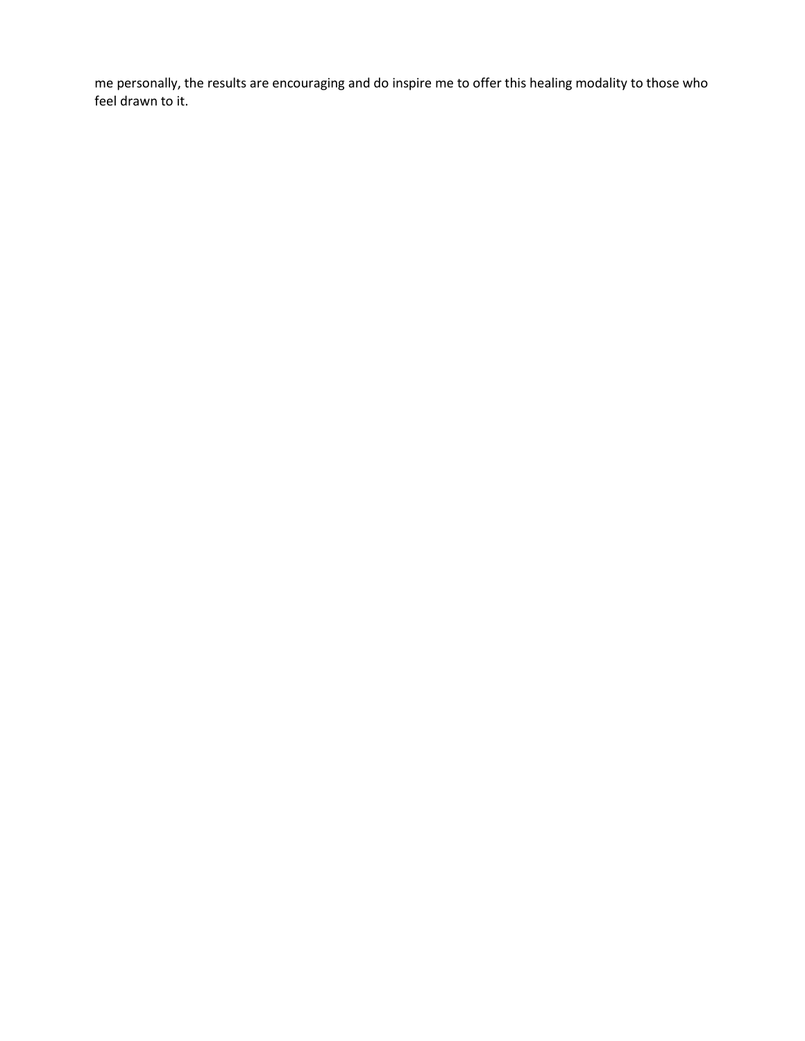me personally, the results are encouraging and do inspire me to offer this healing modality to those who feel drawn to it.